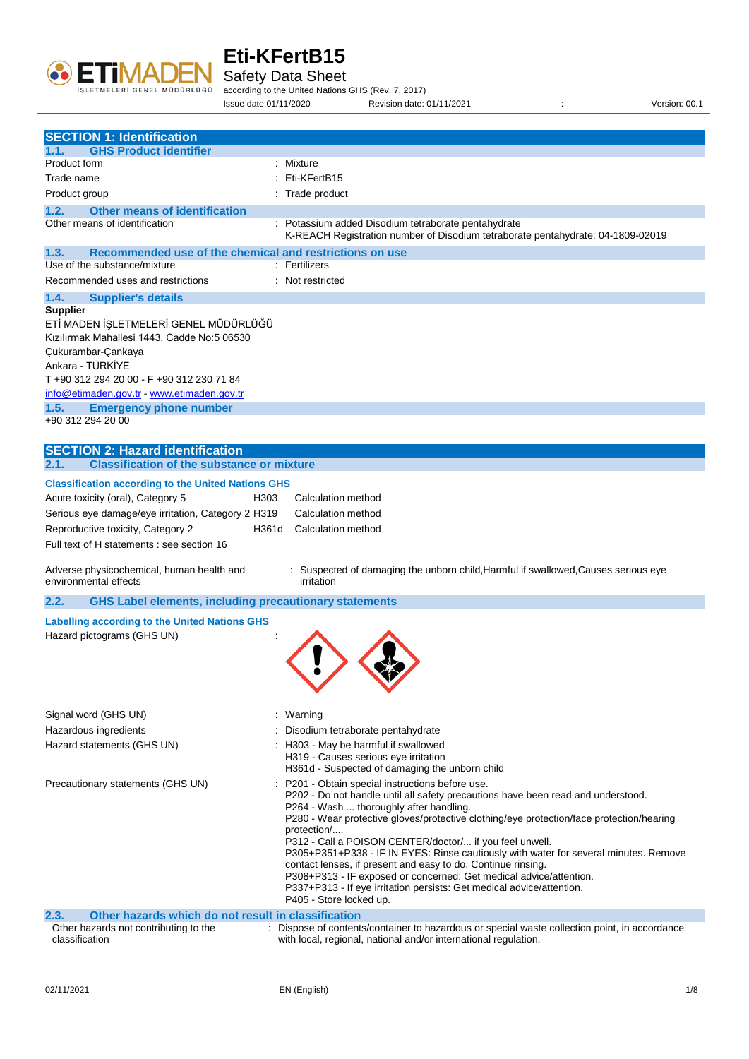# Eti-KFertB15

Safety Data Sheet

according to the United Nations GHS (Rev. 7, 2017)

Issue date:01/11/2020 Revision date: 01/11/2021 : Version: 00.1

## SECTION 1: Identification

### 1.1. GHS Product identifier

| | |
|---|---|
| Product form | : Mixture |
| Trade name | : Eti-KFertB15 |
| Product group | : Trade product |

### 1.2. Other means of identification

| | |
|---|---|
| Other means of identification | : Potassium added Disodium tetraborate pentahydrate<br>K-REACH Registration number of Disodium tetraborate pentahydrate: 04-1809-02019 |

### 1.3. Recommended use of the chemical and restrictions on use

| | |
|---|---|
| Use of the substance/mixture | : Fertilizers |
| Recommended uses and restrictions | : Not restricted |

### 1.4. Supplier's details

**Supplier**

ETİ MADEN İŞLETMELERİ GENEL MÜDÜRLÜĞÜ
Kızılırmak Mahallesi 1443. Cadde No:5 06530
Çukurambar-Çankaya
Ankara - TÜRKİYE
T +90 312 294 20 00 - F +90 312 230 71 84
info@etimaden.gov.tr - www.etimaden.gov.tr

### 1.5. Emergency phone number

+90 312 294 20 00

## SECTION 2: Hazard identification

### 2.1. Classification of the substance or mixture

**Classification according to the United Nations GHS**

| | | |
|---|---|---|
| Acute toxicity (oral), Category 5 | H303 | Calculation method |
| Serious eye damage/eye irritation, Category 2 | H319 | Calculation method |
| Reproductive toxicity, Category 2 | H361d | Calculation method |

Full text of H statements : see section 16

| | |
|---|---|
| Adverse physicochemical, human health and environmental effects | : Suspected of damaging the unborn child,Harmful if swallowed,Causes serious eye irritation |

### 2.2. GHS Label elements, including precautionary statements

**Labelling according to the United Nations GHS**

Hazard pictograms (GHS UN) :

| | |
|---|---|
| Signal word (GHS UN) | : Warning |
| Hazardous ingredients | : Disodium tetraborate pentahydrate |
| Hazard statements (GHS UN) | : H303 - May be harmful if swallowed<br>H319 - Causes serious eye irritation<br>H361d - Suspected of damaging the unborn child |
| Precautionary statements (GHS UN) | : P201 - Obtain special instructions before use.<br>P202 - Do not handle until all safety precautions have been read and understood.<br>P264 - Wash ... thoroughly after handling.<br>P280 - Wear protective gloves/protective clothing/eye protection/face protection/hearing protection/....<br>P312 - Call a POISON CENTER/doctor/... if you feel unwell.<br>P305+P351+P338 - IF IN EYES: Rinse cautiously with water for several minutes. Remove contact lenses, if present and easy to do. Continue rinsing.<br>P308+P313 - IF exposed or concerned: Get medical advice/attention.<br>P337+P313 - If eye irritation persists: Get medical advice/attention.<br>P405 - Store locked up. |

### 2.3. Other hazards which do not result in classification

| | |
|---|---|
| Other hazards not contributing to the classification | : Dispose of contents/container to hazardous or special waste collection point, in accordance with local, regional, national and/or international regulation. |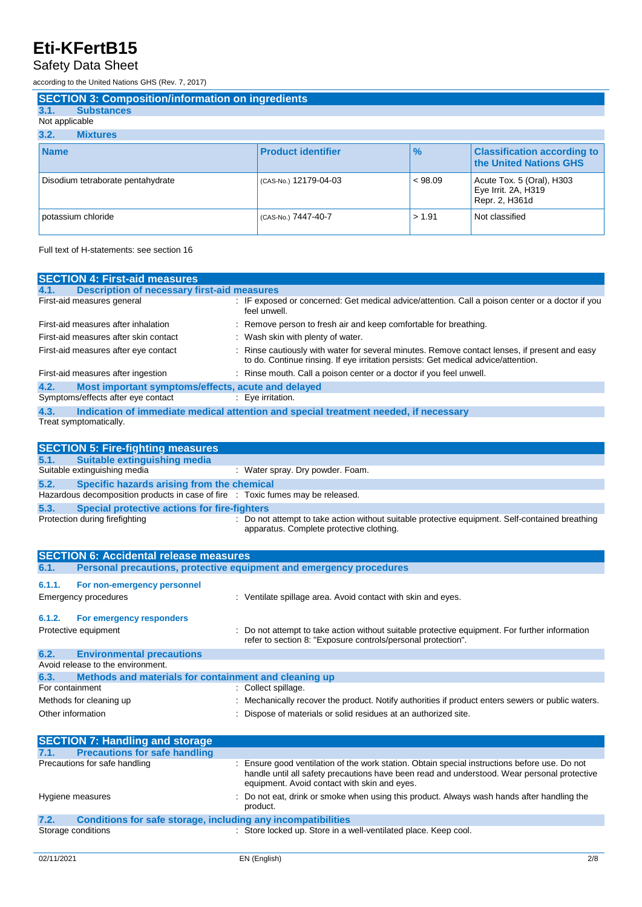# Eti-KFertB15

Safety Data Sheet

according to the United Nations GHS (Rev. 7, 2017)

## SECTION 3: Composition/information on ingredients

### 3.1. Substances

Not applicable

### 3.2. Mixtures

| Name | Product identifier | % | Classification according to the United Nations GHS |
|---|---|---|---|
| Disodium tetraborate pentahydrate | (CAS-No.) 12179-04-03 | < 98.09 | Acute Tox. 5 (Oral), H303<br>Eye Irrit. 2A, H319<br>Repr. 2, H361d |
| potassium chloride | (CAS-No.) 7447-40-7 | > 1.91 | Not classified |

Full text of H-statements: see section 16

## SECTION 4: First-aid measures

### 4.1. Description of necessary first-aid measures

First-aid measures general : IF exposed or concerned: Get medical advice/attention. Call a poison center or a doctor if you feel unwell.

First-aid measures after inhalation : Remove person to fresh air and keep comfortable for breathing.

First-aid measures after skin contact : Wash skin with plenty of water.

First-aid measures after eye contact : Rinse cautiously with water for several minutes. Remove contact lenses, if present and easy to do. Continue rinsing. If eye irritation persists: Get medical advice/attention.

First-aid measures after ingestion : Rinse mouth. Call a poison center or a doctor if you feel unwell.

### 4.2. Most important symptoms/effects, acute and delayed

Symptoms/effects after eye contact : Eye irritation.

### 4.3. Indication of immediate medical attention and special treatment needed, if necessary

Treat symptomatically.

## SECTION 5: Fire-fighting measures

### 5.1. Suitable extinguishing media

Suitable extinguishing media : Water spray. Dry powder. Foam.

### 5.2. Specific hazards arising from the chemical

Hazardous decomposition products in case of fire : Toxic fumes may be released.

### 5.3. Special protective actions for fire-fighters

Protection during firefighting : Do not attempt to take action without suitable protective equipment. Self-contained breathing apparatus. Complete protective clothing.

## SECTION 6: Accidental release measures

### 6.1. Personal precautions, protective equipment and emergency procedures

#### 6.1.1. For non-emergency personnel

Emergency procedures : Ventilate spillage area. Avoid contact with skin and eyes.

#### 6.1.2. For emergency responders

Protective equipment : Do not attempt to take action without suitable protective equipment. For further information refer to section 8: "Exposure controls/personal protection".

### 6.2. Environmental precautions

Avoid release to the environment.

### 6.3. Methods and materials for containment and cleaning up

For containment : Collect spillage.

Methods for cleaning up : Mechanically recover the product. Notify authorities if product enters sewers or public waters.

Other information : Dispose of materials or solid residues at an authorized site.

## SECTION 7: Handling and storage

### 7.1. Precautions for safe handling

Precautions for safe handling : Ensure good ventilation of the work station. Obtain special instructions before use. Do not handle until all safety precautions have been read and understood. Wear personal protective equipment. Avoid contact with skin and eyes.

Hygiene measures : Do not eat, drink or smoke when using this product. Always wash hands after handling the product.

### 7.2. Conditions for safe storage, including any incompatibilities

Storage conditions : Store locked up. Store in a well-ventilated place. Keep cool.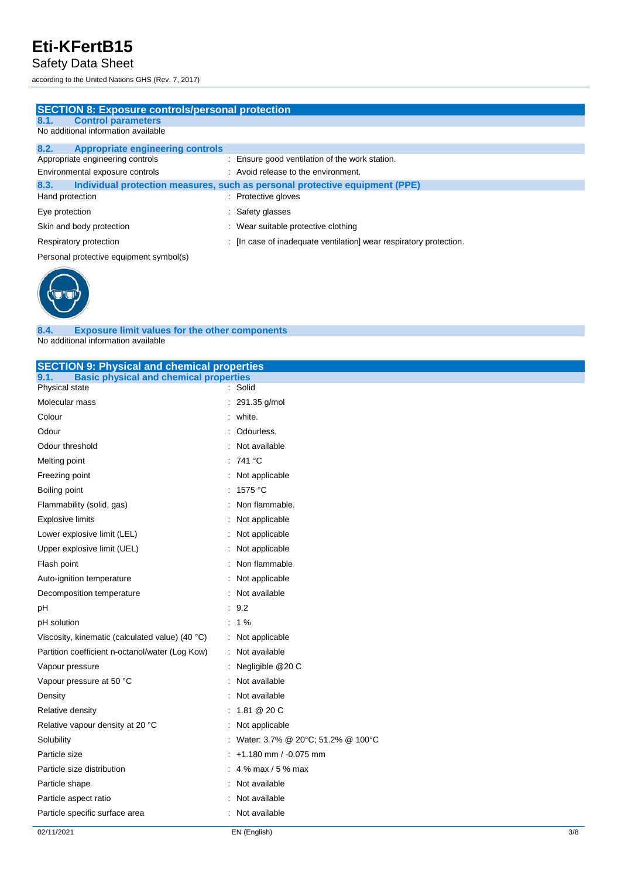## SECTION 8: Exposure controls/personal protection

### 8.1. Control parameters

No additional information available

### 8.2. Appropriate engineering controls

| | |
|---|---|
| Appropriate engineering controls | : Ensure good ventilation of the work station. |
| Environmental exposure controls | : Avoid release to the environment. |

### 8.3. Individual protection measures, such as personal protective equipment (PPE)

| | |
|---|---|
| Hand protection | : Protective gloves |
| Eye protection | : Safety glasses |
| Skin and body protection | : Wear suitable protective clothing |
| Respiratory protection | : [In case of inadequate ventilation] wear respiratory protection. |

Personal protective equipment symbol(s)

### 8.4. Exposure limit values for the other components

No additional information available

## SECTION 9: Physical and chemical properties

### 9.1. Basic physical and chemical properties

| | |
|---|---|
| Physical state | : Solid |
| Molecular mass | : 291.35 g/mol |
| Colour | : white. |
| Odour | : Odourless. |
| Odour threshold | : Not available |
| Melting point | : 741 °C |
| Freezing point | : Not applicable |
| Boiling point | : 1575 °C |
| Flammability (solid, gas) | : Non flammable. |
| Explosive limits | : Not applicable |
| Lower explosive limit (LEL) | : Not applicable |
| Upper explosive limit (UEL) | : Not applicable |
| Flash point | : Non flammable |
| Auto-ignition temperature | : Not applicable |
| Decomposition temperature | : Not available |
| pH | : 9.2 |
| pH solution | : 1 % |
| Viscosity, kinematic (calculated value) (40 °C) | : Not applicable |
| Partition coefficient n-octanol/water (Log Kow) | : Not available |
| Vapour pressure | : Negligible @20 C |
| Vapour pressure at 50 °C | : Not available |
| Density | : Not available |
| Relative density | : 1.81 @ 20 C |
| Relative vapour density at 20 °C | : Not applicable |
| Solubility | : Water: 3.7% @ 20°C; 51.2% @ 100°C |
| Particle size | : +1.180 mm / -0.075 mm |
| Particle size distribution | : 4 % max / 5 % max |
| Particle shape | : Not available |
| Particle aspect ratio | : Not available |
| Particle specific surface area | : Not available |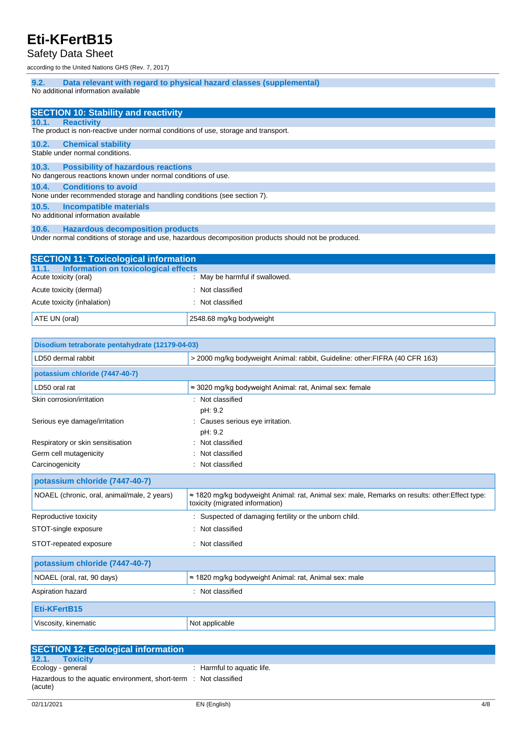### 9.2. Data relevant with regard to physical hazard classes (supplemental)

No additional information available

## SECTION 10: Stability and reactivity

### 10.1. Reactivity

The product is non-reactive under normal conditions of use, storage and transport.

### 10.2. Chemical stability

Stable under normal conditions.

### 10.3. Possibility of hazardous reactions

No dangerous reactions known under normal conditions of use.

### 10.4. Conditions to avoid

None under recommended storage and handling conditions (see section 7).

### 10.5. Incompatible materials

No additional information available

### 10.6. Hazardous decomposition products

Under normal conditions of storage and use, hazardous decomposition products should not be produced.

## SECTION 11: Toxicological information

### 11.1. Information on toxicological effects

Acute toxicity (oral) : May be harmful if swallowed.

Acute toxicity (dermal) : Not classified

Acute toxicity (inhalation) : Not classified

| | |
|---|---|
| ATE UN (oral) | 2548.68 mg/kg bodyweight |

| Disodium tetraborate pentahydrate (12179-04-03) | |
|---|---|
| LD50 dermal rabbit | > 2000 mg/kg bodyweight Animal: rabbit, Guideline: other:FIFRA (40 CFR 163) |
| **potassium chloride (7447-40-7)** | |
| LD50 oral rat | ≈ 3020 mg/kg bodyweight Animal: rat, Animal sex: female |

Skin corrosion/irritation : Not classified

pH: 9.2

Serious eye damage/irritation : Causes serious eye irritation.

pH: 9.2

Respiratory or skin sensitisation : Not classified

Germ cell mutagenicity : Not classified

Carcinogenicity : Not classified

| potassium chloride (7447-40-7) | |
|---|---|
| NOAEL (chronic, oral, animal/male, 2 years) | ≈ 1820 mg/kg bodyweight Animal: rat, Animal sex: male, Remarks on results: other:Effect type: toxicity (migrated information) |

Reproductive toxicity : Suspected of damaging fertility or the unborn child.

STOT-single exposure : Not classified

STOT-repeated exposure : Not classified

| potassium chloride (7447-40-7) | |
|---|---|
| NOAEL (oral, rat, 90 days) | ≈ 1820 mg/kg bodyweight Animal: rat, Animal sex: male |

Aspiration hazard : Not classified

| Eti-KFertB15 | |
|---|---|
| Viscosity, kinematic | Not applicable |

## SECTION 12: Ecological information

### 12.1. Toxicity

Ecology - general : Harmful to aquatic life.

Hazardous to the aquatic environment, short-term (acute) : Not classified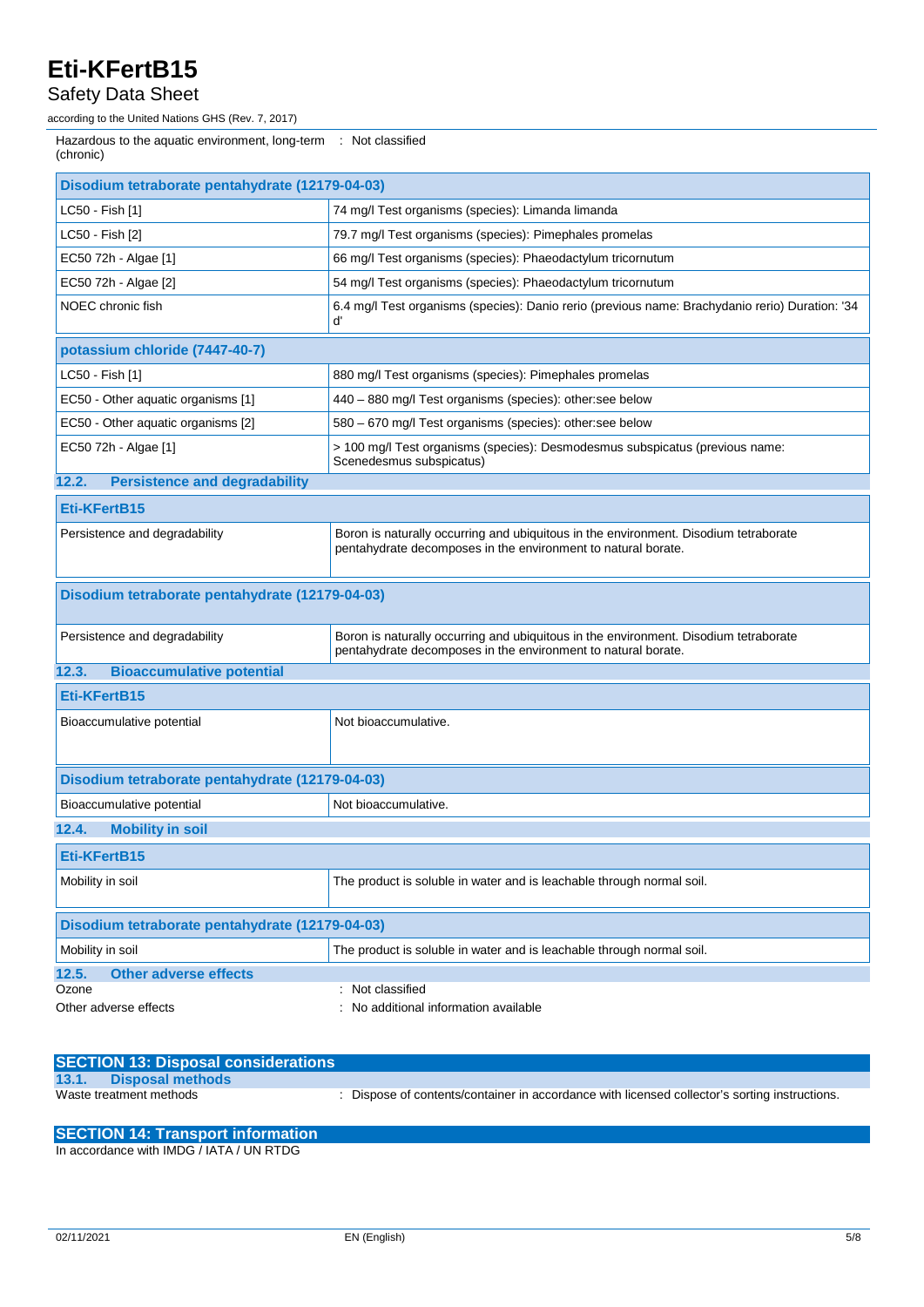Hazardous to the aquatic environment, long-term (chronic) : Not classified

| Disodium tetraborate pentahydrate (12179-04-03) | |
|---|---|
| LC50 - Fish [1] | 74 mg/l Test organisms (species): Limanda limanda |
| LC50 - Fish [2] | 79.7 mg/l Test organisms (species): Pimephales promelas |
| EC50 72h - Algae [1] | 66 mg/l Test organisms (species): Phaeodactylum tricornutum |
| EC50 72h - Algae [2] | 54 mg/l Test organisms (species): Phaeodactylum tricornutum |
| NOEC chronic fish | 6.4 mg/l Test organisms (species): Danio rerio (previous name: Brachydanio rerio) Duration: '34 d' |

| potassium chloride (7447-40-7) | |
|---|---|
| LC50 - Fish [1] | 880 mg/l Test organisms (species): Pimephales promelas |
| EC50 - Other aquatic organisms [1] | 440 – 880 mg/l Test organisms (species): other:see below |
| EC50 - Other aquatic organisms [2] | 580 – 670 mg/l Test organisms (species): other:see below |
| EC50 72h - Algae [1] | > 100 mg/l Test organisms (species): Desmodesmus subspicatus (previous name: Scenedesmus subspicatus) |

### 12.2. Persistence and degradability

| Eti-KFertB15 | |
|---|---|
| Persistence and degradability | Boron is naturally occurring and ubiquitous in the environment. Disodium tetraborate pentahydrate decomposes in the environment to natural borate. |

| Disodium tetraborate pentahydrate (12179-04-03) | |
|---|---|
| Persistence and degradability | Boron is naturally occurring and ubiquitous in the environment. Disodium tetraborate pentahydrate decomposes in the environment to natural borate. |

### 12.3. Bioaccumulative potential

| Eti-KFertB15 | |
|---|---|
| Bioaccumulative potential | Not bioaccumulative. |

| Disodium tetraborate pentahydrate (12179-04-03) | |
|---|---|
| Bioaccumulative potential | Not bioaccumulative. |

### 12.4. Mobility in soil

| Eti-KFertB15 | |
|---|---|
| Mobility in soil | The product is soluble in water and is leachable through normal soil. |

| Disodium tetraborate pentahydrate (12179-04-03) | |
|---|---|
| Mobility in soil | The product is soluble in water and is leachable through normal soil. |

### 12.5. Other adverse effects

Ozone : Not classified

Other adverse effects : No additional information available

## SECTION 13: Disposal considerations

### 13.1. Disposal methods

Waste treatment methods : Dispose of contents/container in accordance with licensed collector's sorting instructions.

## SECTION 14: Transport information

In accordance with IMDG / IATA / UN RTDG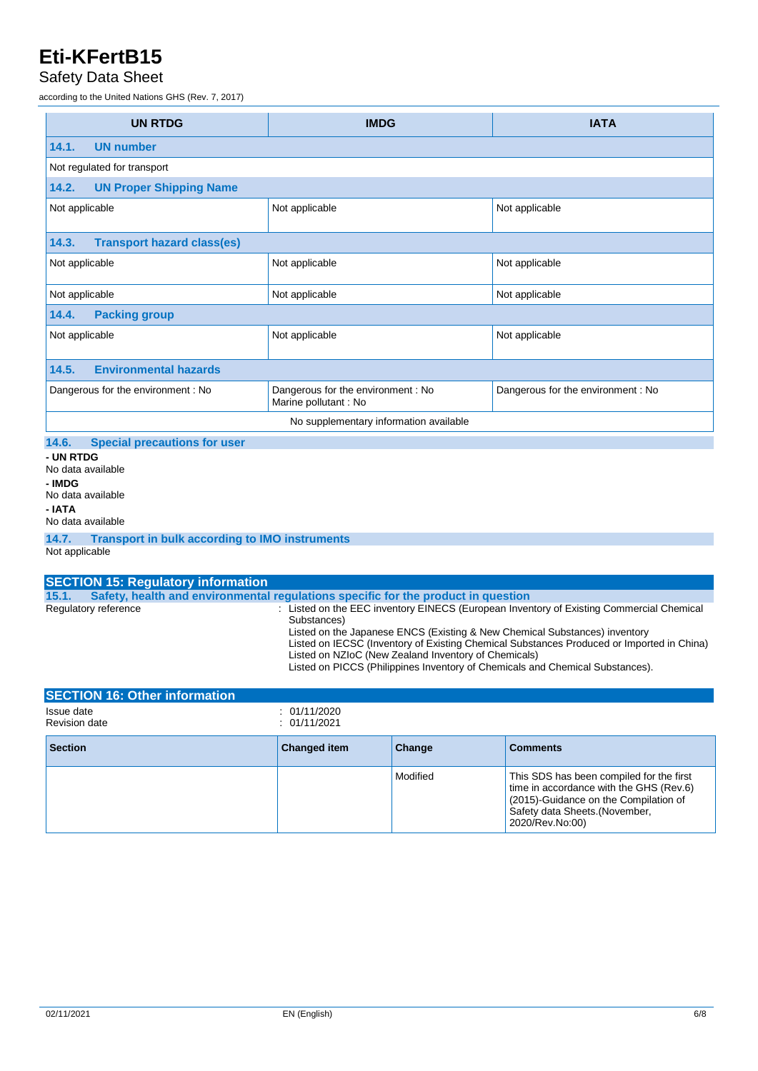| UN RTDG | IMDG | IATA |
|---|---|---|
| **14.1. UN number** | | |
| Not regulated for transport | | |
| **14.2. UN Proper Shipping Name** | | |
| Not applicable | Not applicable | Not applicable |
| **14.3. Transport hazard class(es)** | | |
| Not applicable | Not applicable | Not applicable |
| Not applicable | Not applicable | Not applicable |
| **14.4. Packing group** | | |
| Not applicable | Not applicable | Not applicable |
| **14.5. Environmental hazards** | | |
| Dangerous for the environment : No | Dangerous for the environment : No<br>Marine pollutant : No | Dangerous for the environment : No |
| No supplementary information available | | |

### 14.6. Special precautions for user

**- UN RTDG**
No data available

**- IMDG**
No data available

**- IATA**
No data available

### 14.7. Transport in bulk according to IMO instruments

Not applicable

## SECTION 15: Regulatory information

### 15.1. Safety, health and environmental regulations specific for the product in question

Regulatory reference : Listed on the EEC inventory EINECS (European Inventory of Existing Commercial Chemical Substances)
Listed on the Japanese ENCS (Existing & New Chemical Substances) inventory
Listed on IECSC (Inventory of Existing Chemical Substances Produced or Imported in China)
Listed on NZIoC (New Zealand Inventory of Chemicals)
Listed on PICCS (Philippines Inventory of Chemicals and Chemical Substances).

## SECTION 16: Other information

Issue date : 01/11/2020
Revision date : 01/11/2021

| Section | Changed item | Change | Comments |
|---|---|---|---|
| | | Modified | This SDS has been compiled for the first time in accordance with the GHS (Rev.6) (2015)-Guidance on the Compilation of Safety data Sheets.(November, 2020/Rev.No:00) |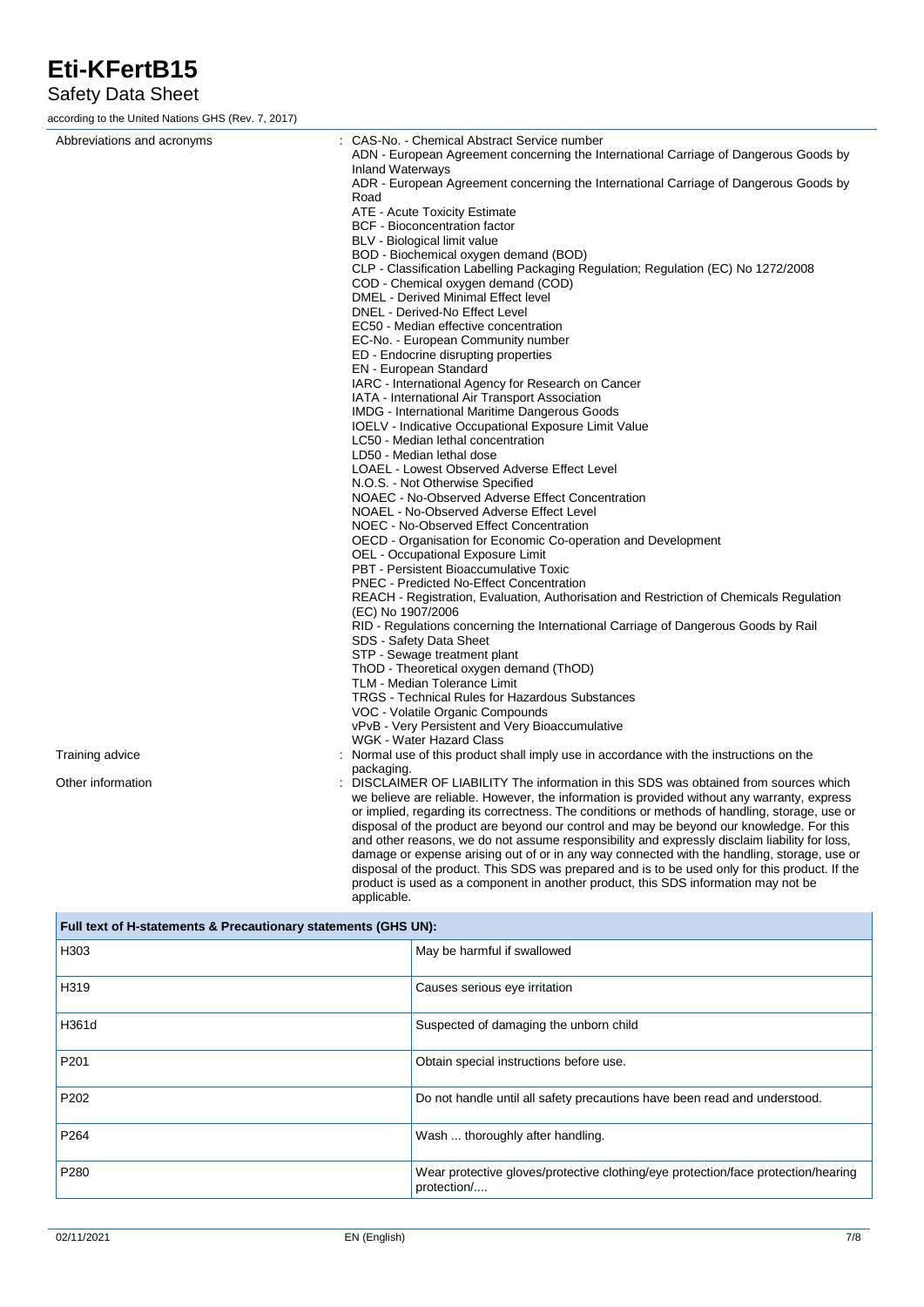Abbreviations and acronyms : CAS-No. - Chemical Abstract Service number
ADN - European Agreement concerning the International Carriage of Dangerous Goods by Inland Waterways
ADR - European Agreement concerning the International Carriage of Dangerous Goods by Road
ATE - Acute Toxicity Estimate
BCF - Bioconcentration factor
BLV - Biological limit value
BOD - Biochemical oxygen demand (BOD)
CLP - Classification Labelling Packaging Regulation; Regulation (EC) No 1272/2008
COD - Chemical oxygen demand (COD)
DMEL - Derived Minimal Effect level
DNEL - Derived-No Effect Level
EC50 - Median effective concentration
EC-No. - European Community number
ED - Endocrine disrupting properties
EN - European Standard
IARC - International Agency for Research on Cancer
IATA - International Air Transport Association
IMDG - International Maritime Dangerous Goods
IOELV - Indicative Occupational Exposure Limit Value
LC50 - Median lethal concentration
LD50 - Median lethal dose
LOAEL - Lowest Observed Adverse Effect Level
N.O.S. - Not Otherwise Specified
NOAEC - No-Observed Adverse Effect Concentration
NOAEL - No-Observed Adverse Effect Level
NOEC - No-Observed Effect Concentration
OECD - Organisation for Economic Co-operation and Development
OEL - Occupational Exposure Limit
PBT - Persistent Bioaccumulative Toxic
PNEC - Predicted No-Effect Concentration
REACH - Registration, Evaluation, Authorisation and Restriction of Chemicals Regulation (EC) No 1907/2006
RID - Regulations concerning the International Carriage of Dangerous Goods by Rail
SDS - Safety Data Sheet
STP - Sewage treatment plant
ThOD - Theoretical oxygen demand (ThOD)
TLM - Median Tolerance Limit
TRGS - Technical Rules for Hazardous Substances
VOC - Volatile Organic Compounds
vPvB - Very Persistent and Very Bioaccumulative
WGK - Water Hazard Class

Training advice : Normal use of this product shall imply use in accordance with the instructions on the packaging.

Other information : DISCLAIMER OF LIABILITY The information in this SDS was obtained from sources which we believe are reliable. However, the information is provided without any warranty, express or implied, regarding its correctness. The conditions or methods of handling, storage, use or disposal of the product are beyond our control and may be beyond our knowledge. For this and other reasons, we do not assume responsibility and expressly disclaim liability for loss, damage or expense arising out of or in any way connected with the handling, storage, use or disposal of the product. This SDS was prepared and is to be used only for this product. If the product is used as a component in another product, this SDS information may not be applicable.

| Full text of H-statements & Precautionary statements (GHS UN): | |
|---|---|
| H303 | May be harmful if swallowed |
| H319 | Causes serious eye irritation |
| H361d | Suspected of damaging the unborn child |
| P201 | Obtain special instructions before use. |
| P202 | Do not handle until all safety precautions have been read and understood. |
| P264 | Wash ... thoroughly after handling. |
| P280 | Wear protective gloves/protective clothing/eye protection/face protection/hearing protection/.... |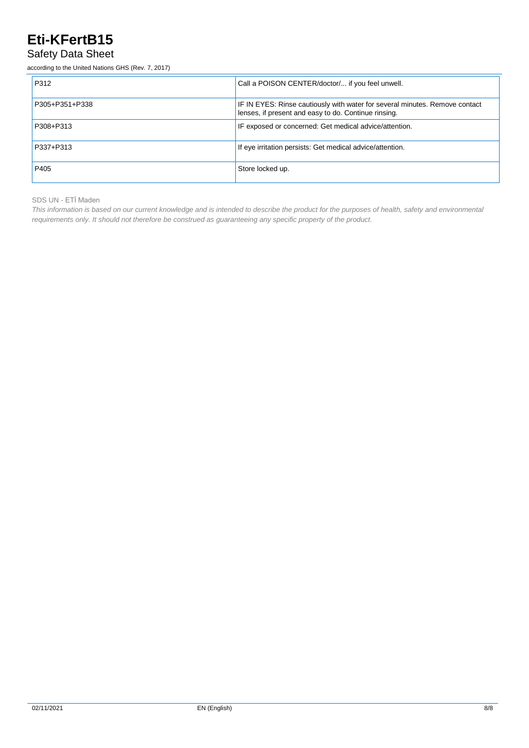| | |
|---|---|
| P312 | Call a POISON CENTER/doctor/... if you feel unwell. |
| P305+P351+P338 | IF IN EYES: Rinse cautiously with water for several minutes. Remove contact lenses, if present and easy to do. Continue rinsing. |
| P308+P313 | IF exposed or concerned: Get medical advice/attention. |
| P337+P313 | If eye irritation persists: Get medical advice/attention. |
| P405 | Store locked up. |

SDS UN - ETİ Maden

*This information is based on our current knowledge and is intended to describe the product for the purposes of health, safety and environmental requirements only. It should not therefore be construed as guaranteeing any specific property of the product.*